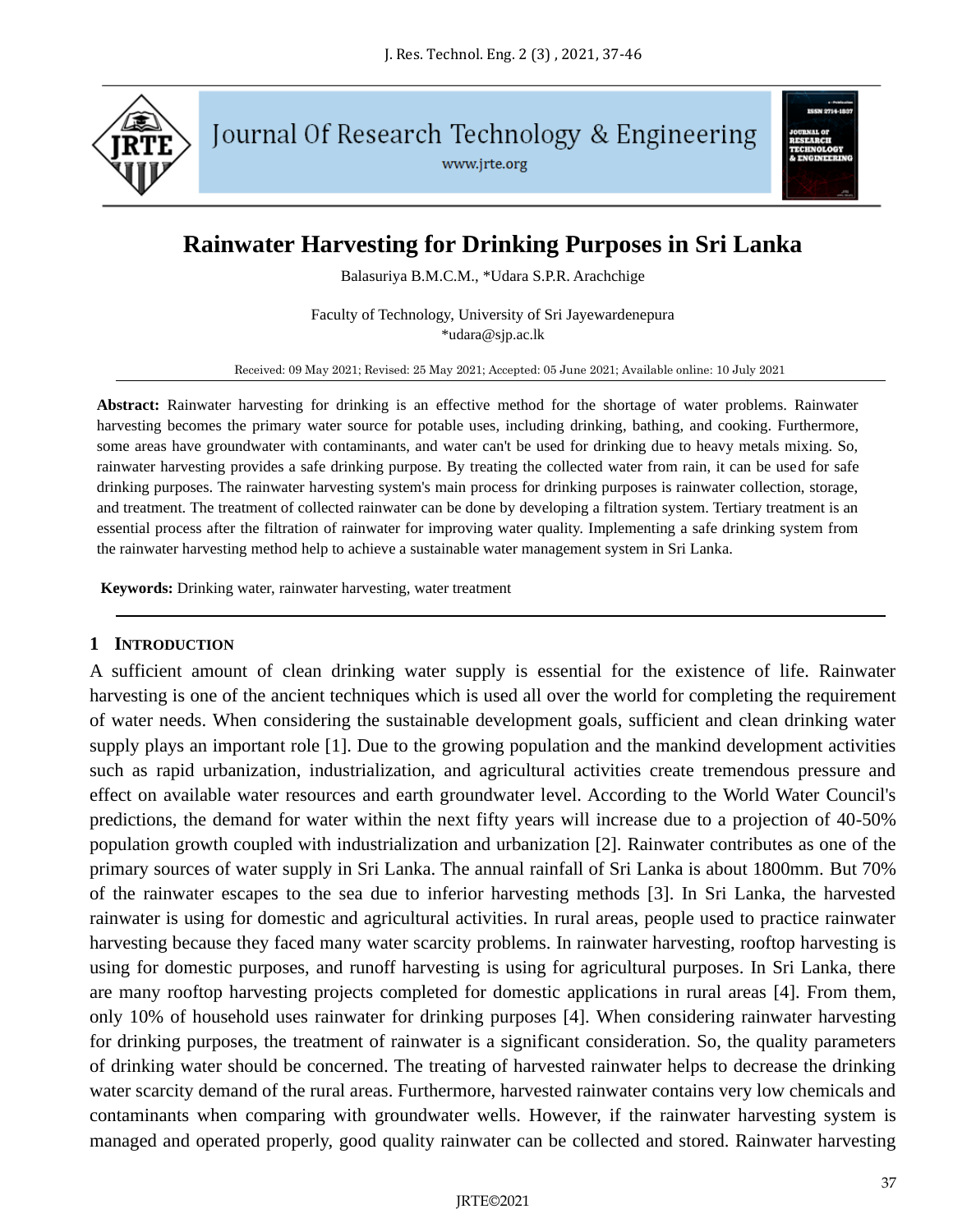# Rainwater Harvesting for Drinking Purposes in Sri Lanka

Balasuriya B.M.C.M., *Udara S.P.R. Arachchige

Faculty of Technology, University of Sri Jayewardenepura
*udara@sjp.ac.lk

Received: 09 May 2021; Revised: 25 May 2021; Accepted: 05 June 2021; Available online: 10 July 2021

**Abstract:** Rainwater harvesting for drinking is an effective method for the shortage of water problems. Rainwater harvesting becomes the primary water source for potable uses, including drinking, bathing, and cooking. Furthermore, some areas have groundwater with contaminants, and water can't be used for drinking due to heavy metals mixing. So, rainwater harvesting provides a safe drinking purpose. By treating the collected water from rain, it can be used for safe drinking purposes. The rainwater harvesting system's main process for drinking purposes is rainwater collection, storage, and treatment. The treatment of collected rainwater can be done by developing a filtration system. Tertiary treatment is an essential process after the filtration of rainwater for improving water quality. Implementing a safe drinking system from the rainwater harvesting method help to achieve a sustainable water management system in Sri Lanka.

**Keywords:** Drinking water, rainwater harvesting, water treatment

## 1 Introduction

A sufficient amount of clean drinking water supply is essential for the existence of life. Rainwater harvesting is one of the ancient techniques which is used all over the world for completing the requirement of water needs. When considering the sustainable development goals, sufficient and clean drinking water supply plays an important role [1]. Due to the growing population and the mankind development activities such as rapid urbanization, industrialization, and agricultural activities create tremendous pressure and effect on available water resources and earth groundwater level. According to the World Water Council's predictions, the demand for water within the next fifty years will increase due to a projection of 40-50% population growth coupled with industrialization and urbanization [2]. Rainwater contributes as one of the primary sources of water supply in Sri Lanka. The annual rainfall of Sri Lanka is about 1800mm. But 70% of the rainwater escapes to the sea due to inferior harvesting methods [3]. In Sri Lanka, the harvested rainwater is using for domestic and agricultural activities. In rural areas, people used to practice rainwater harvesting because they faced many water scarcity problems. In rainwater harvesting, rooftop harvesting is using for domestic purposes, and runoff harvesting is using for agricultural purposes. In Sri Lanka, there are many rooftop harvesting projects completed for domestic applications in rural areas [4]. From them, only 10% of household uses rainwater for drinking purposes [4]. When considering rainwater harvesting for drinking purposes, the treatment of rainwater is a significant consideration. So, the quality parameters of drinking water should be concerned. The treating of harvested rainwater helps to decrease the drinking water scarcity demand of the rural areas. Furthermore, harvested rainwater contains very low chemicals and contaminants when comparing with groundwater wells. However, if the rainwater harvesting system is managed and operated properly, good quality rainwater can be collected and stored. Rainwater harvesting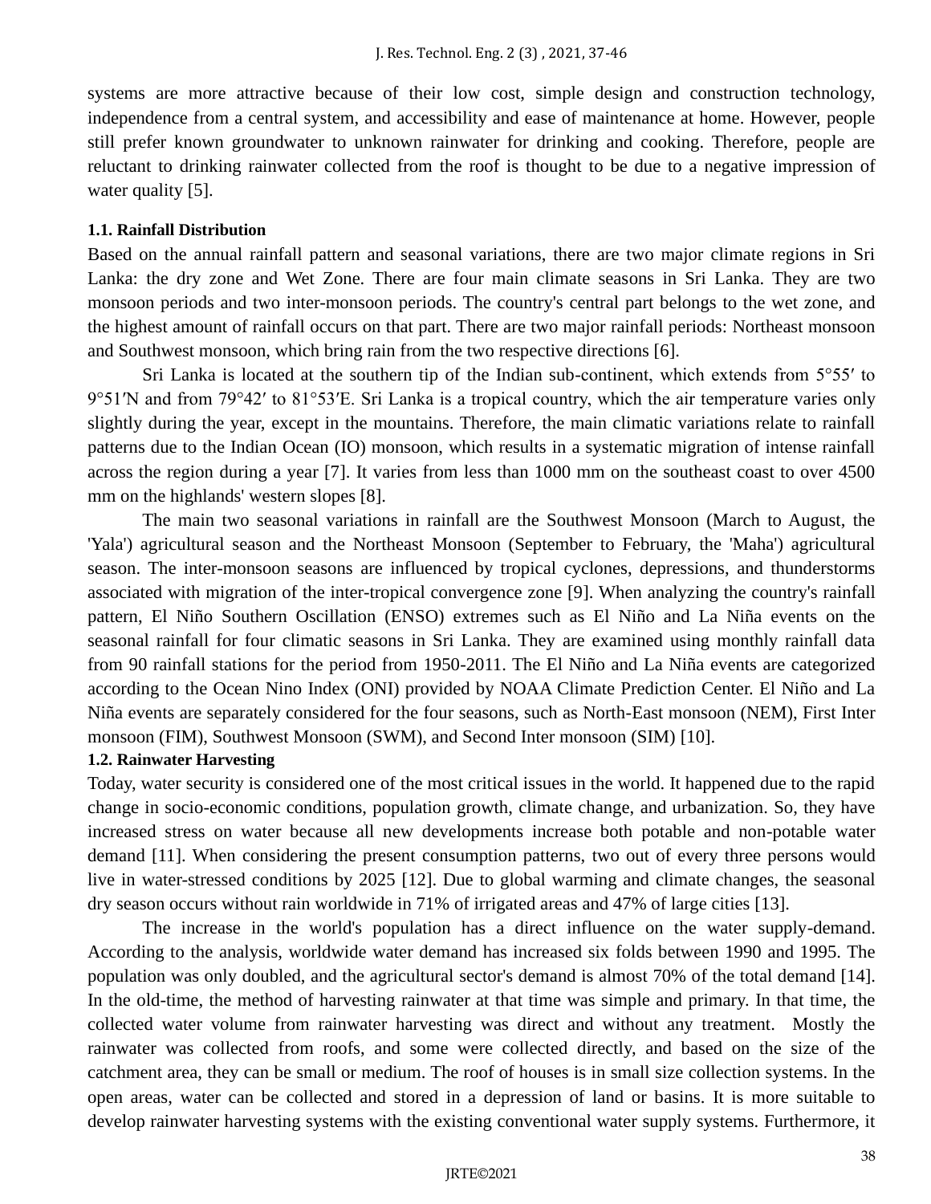systems are more attractive because of their low cost, simple design and construction technology, independence from a central system, and accessibility and ease of maintenance at home. However, people still prefer known groundwater to unknown rainwater for drinking and cooking. Therefore, people are reluctant to drinking rainwater collected from the roof is thought to be due to a negative impression of water quality [5].

### 1.1. Rainfall Distribution

Based on the annual rainfall pattern and seasonal variations, there are two major climate regions in Sri Lanka: the dry zone and Wet Zone. There are four main climate seasons in Sri Lanka. They are two monsoon periods and two inter-monsoon periods. The country's central part belongs to the wet zone, and the highest amount of rainfall occurs on that part. There are two major rainfall periods: Northeast monsoon and Southwest monsoon, which bring rain from the two respective directions [6].

Sri Lanka is located at the southern tip of the Indian sub-continent, which extends from 5°55′ to 9°51′N and from 79°42′ to 81°53′E. Sri Lanka is a tropical country, which the air temperature varies only slightly during the year, except in the mountains. Therefore, the main climatic variations relate to rainfall patterns due to the Indian Ocean (IO) monsoon, which results in a systematic migration of intense rainfall across the region during a year [7]. It varies from less than 1000 mm on the southeast coast to over 4500 mm on the highlands' western slopes [8].

The main two seasonal variations in rainfall are the Southwest Monsoon (March to August, the 'Yala') agricultural season and the Northeast Monsoon (September to February, the 'Maha') agricultural season. The inter-monsoon seasons are influenced by tropical cyclones, depressions, and thunderstorms associated with migration of the inter-tropical convergence zone [9]. When analyzing the country's rainfall pattern, El Niño Southern Oscillation (ENSO) extremes such as El Niño and La Niña events on the seasonal rainfall for four climatic seasons in Sri Lanka. They are examined using monthly rainfall data from 90 rainfall stations for the period from 1950-2011. The El Niño and La Niña events are categorized according to the Ocean Nino Index (ONI) provided by NOAA Climate Prediction Center. El Niño and La Niña events are separately considered for the four seasons, such as North-East monsoon (NEM), First Inter monsoon (FIM), Southwest Monsoon (SWM), and Second Inter monsoon (SIM) [10].

### 1.2. Rainwater Harvesting

Today, water security is considered one of the most critical issues in the world. It happened due to the rapid change in socio-economic conditions, population growth, climate change, and urbanization. So, they have increased stress on water because all new developments increase both potable and non-potable water demand [11]. When considering the present consumption patterns, two out of every three persons would live in water-stressed conditions by 2025 [12]. Due to global warming and climate changes, the seasonal dry season occurs without rain worldwide in 71% of irrigated areas and 47% of large cities [13].

The increase in the world's population has a direct influence on the water supply-demand. According to the analysis, worldwide water demand has increased six folds between 1990 and 1995. The population was only doubled, and the agricultural sector's demand is almost 70% of the total demand [14]. In the old-time, the method of harvesting rainwater at that time was simple and primary. In that time, the collected water volume from rainwater harvesting was direct and without any treatment. Mostly the rainwater was collected from roofs, and some were collected directly, and based on the size of the catchment area, they can be small or medium. The roof of houses is in small size collection systems. In the open areas, water can be collected and stored in a depression of land or basins. It is more suitable to develop rainwater harvesting systems with the existing conventional water supply systems. Furthermore, it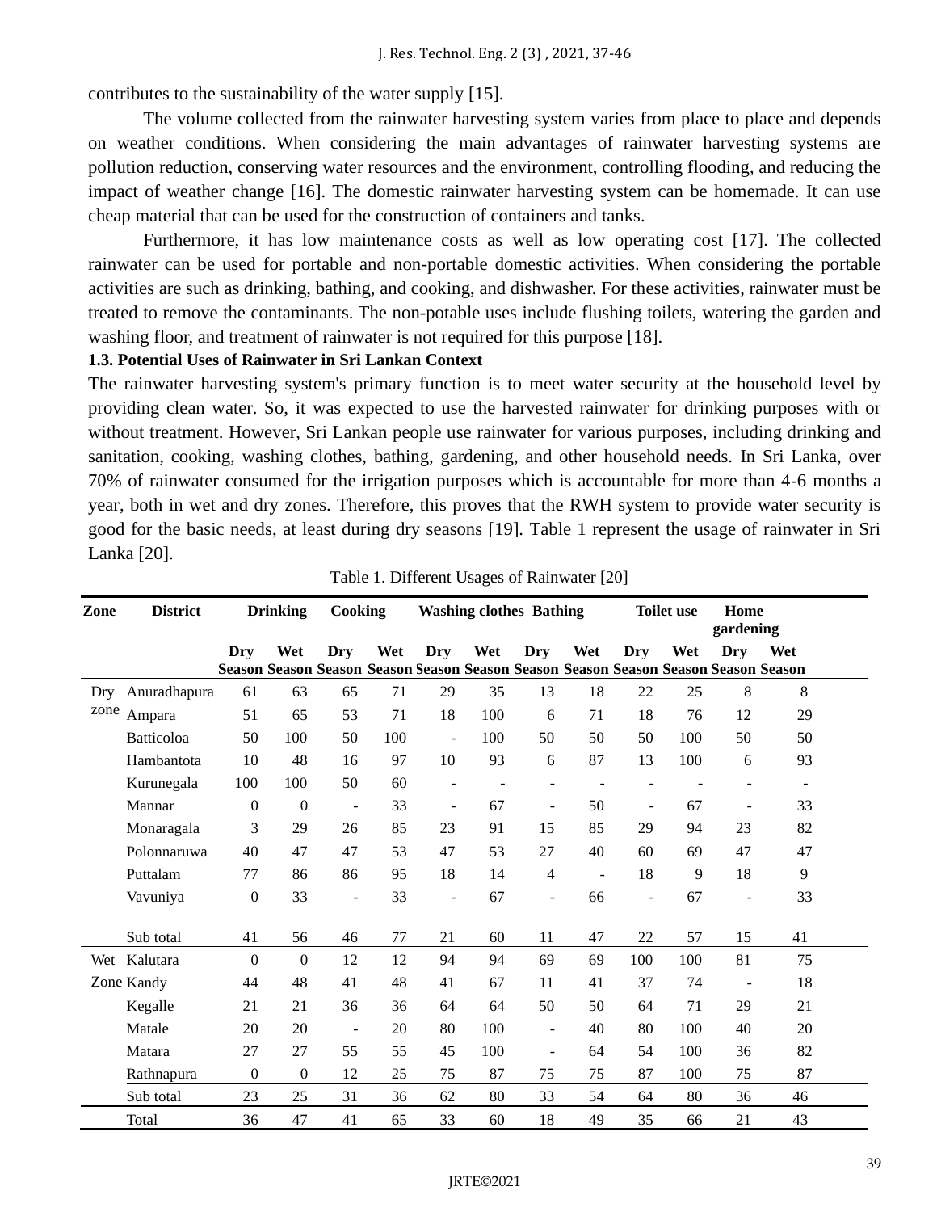contributes to the sustainability of the water supply [15].

The volume collected from the rainwater harvesting system varies from place to place and depends on weather conditions. When considering the main advantages of rainwater harvesting systems are pollution reduction, conserving water resources and the environment, controlling flooding, and reducing the impact of weather change [16]. The domestic rainwater harvesting system can be homemade. It can use cheap material that can be used for the construction of containers and tanks.

Furthermore, it has low maintenance costs as well as low operating cost [17]. The collected rainwater can be used for portable and non-portable domestic activities. When considering the portable activities are such as drinking, bathing, and cooking, and dishwasher. For these activities, rainwater must be treated to remove the contaminants. The non-potable uses include flushing toilets, watering the garden and washing floor, and treatment of rainwater is not required for this purpose [18].

**1.3. Potential Uses of Rainwater in Sri Lankan Context**

The rainwater harvesting system's primary function is to meet water security at the household level by providing clean water. So, it was expected to use the harvested rainwater for drinking purposes with or without treatment. However, Sri Lankan people use rainwater for various purposes, including drinking and sanitation, cooking, washing clothes, bathing, gardening, and other household needs. In Sri Lanka, over 70% of rainwater consumed for the irrigation purposes which is accountable for more than 4-6 months a year, both in wet and dry zones. Therefore, this proves that the RWH system to provide water security is good for the basic needs, at least during dry seasons [19]. Table 1 represent the usage of rainwater in Sri Lanka [20].

Table 1. Different Usages of Rainwater [20]

| Zone | District | Drinking | | Cooking | | Washing clothes | | Bathing | | Toilet use | | Home gardening | |
|---|---|---|---|---|---|---|---|---|---|---|---|---|---|
| | | Dry Season | Wet Season | Dry Season | Wet Season | Dry Season | Wet Season | Dry Season | Wet Season | Dry Season | Wet Season | Dry Season | Wet Season |
| Dry zone | Anuradhapura | 61 | 63 | 65 | 71 | 29 | 35 | 13 | 18 | 22 | 25 | 8 | 8 |
| | Ampara | 51 | 65 | 53 | 71 | 18 | 100 | 6 | 71 | 18 | 76 | 12 | 29 |
| | Batticoloa | 50 | 100 | 50 | 100 | - | 100 | 50 | 50 | 50 | 100 | 50 | 50 |
| | Hambantota | 10 | 48 | 16 | 97 | 10 | 93 | 6 | 87 | 13 | 100 | 6 | 93 |
| | Kurunegala | 100 | 100 | 50 | 60 | - | - | - | - | - | - | - | - |
| | Mannar | 0 | 0 | - | 33 | - | 67 | - | 50 | - | 67 | - | 33 |
| | Monaragala | 3 | 29 | 26 | 85 | 23 | 91 | 15 | 85 | 29 | 94 | 23 | 82 |
| | Polonnaruwa | 40 | 47 | 47 | 53 | 47 | 53 | 27 | 40 | 60 | 69 | 47 | 47 |
| | Puttalam | 77 | 86 | 86 | 95 | 18 | 14 | 4 | - | 18 | 9 | 18 | 9 |
| | Vavuniya | 0 | 33 | - | 33 | - | 67 | - | 66 | - | 67 | - | 33 |
| | Sub total | 41 | 56 | 46 | 77 | 21 | 60 | 11 | 47 | 22 | 57 | 15 | 41 |
| Wet Zone | Kalutara | 0 | 0 | 12 | 12 | 94 | 94 | 69 | 69 | 100 | 100 | 81 | 75 |
| | Kandy | 44 | 48 | 41 | 48 | 41 | 67 | 11 | 41 | 37 | 74 | - | 18 |
| | Kegalle | 21 | 21 | 36 | 36 | 64 | 64 | 50 | 50 | 64 | 71 | 29 | 21 |
| | Matale | 20 | 20 | - | 20 | 80 | 100 | - | 40 | 80 | 100 | 40 | 20 |
| | Matara | 27 | 27 | 55 | 55 | 45 | 100 | - | 64 | 54 | 100 | 36 | 82 |
| | Rathnapura | 0 | 0 | 12 | 25 | 75 | 87 | 75 | 75 | 87 | 100 | 75 | 87 |
| | Sub total | 23 | 25 | 31 | 36 | 62 | 80 | 33 | 54 | 64 | 80 | 36 | 46 |
| | Total | 36 | 47 | 41 | 65 | 33 | 60 | 18 | 49 | 35 | 66 | 21 | 43 |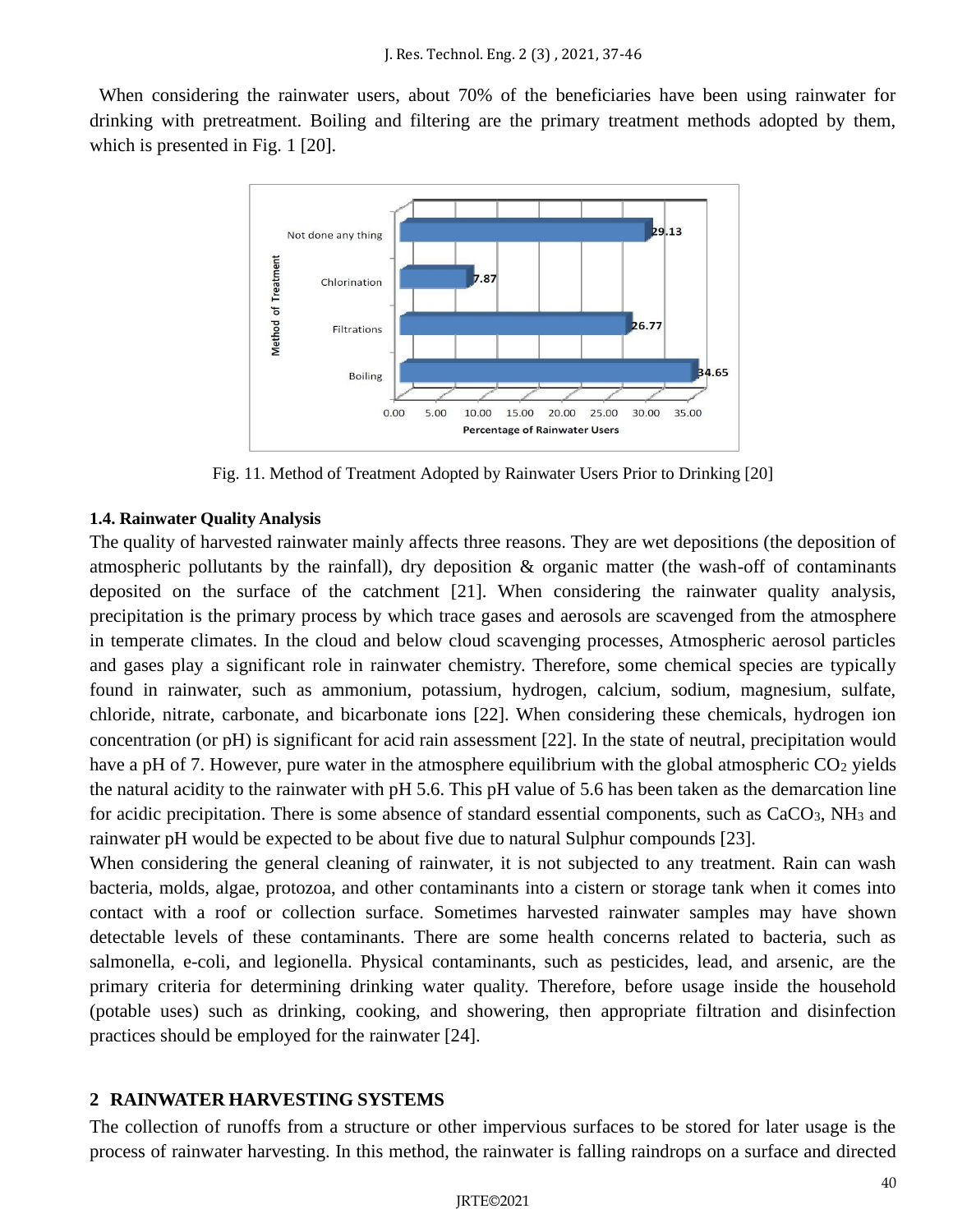When considering the rainwater users, about 70% of the beneficiaries have been using rainwater for drinking with pretreatment. Boiling and filtering are the primary treatment methods adopted by them, which is presented in Fig. 1 [20].

Fig. 11. Method of Treatment Adopted by Rainwater Users Prior to Drinking [20]

### 1.4. Rainwater Quality Analysis

The quality of harvested rainwater mainly affects three reasons. They are wet depositions (the deposition of atmospheric pollutants by the rainfall), dry deposition & organic matter (the wash-off of contaminants deposited on the surface of the catchment [21]. When considering the rainwater quality analysis, precipitation is the primary process by which trace gases and aerosols are scavenged from the atmosphere in temperate climates. In the cloud and below cloud scavenging processes, Atmospheric aerosol particles and gases play a significant role in rainwater chemistry. Therefore, some chemical species are typically found in rainwater, such as ammonium, potassium, hydrogen, calcium, sodium, magnesium, sulfate, chloride, nitrate, carbonate, and bicarbonate ions [22]. When considering these chemicals, hydrogen ion concentration (or pH) is significant for acid rain assessment [22]. In the state of neutral, precipitation would have a pH of 7. However, pure water in the atmosphere equilibrium with the global atmospheric $CO_2$ yields the natural acidity to the rainwater with pH 5.6. This pH value of 5.6 has been taken as the demarcation line for acidic precipitation. There is some absence of standard essential components, such as $CaCO_3$, $NH_3$ and rainwater pH would be expected to be about five due to natural Sulphur compounds [23].

When considering the general cleaning of rainwater, it is not subjected to any treatment. Rain can wash bacteria, molds, algae, protozoa, and other contaminants into a cistern or storage tank when it comes into contact with a roof or collection surface. Sometimes harvested rainwater samples may have shown detectable levels of these contaminants. There are some health concerns related to bacteria, such as salmonella, e-coli, and legionella. Physical contaminants, such as pesticides, lead, and arsenic, are the primary criteria for determining drinking water quality. Therefore, before usage inside the household (potable uses) such as drinking, cooking, and showering, then appropriate filtration and disinfection practices should be employed for the rainwater [24].

## 2 RAINWATER HARVESTING SYSTEMS

The collection of runoffs from a structure or other impervious surfaces to be stored for later usage is the process of rainwater harvesting. In this method, the rainwater is falling raindrops on a surface and directed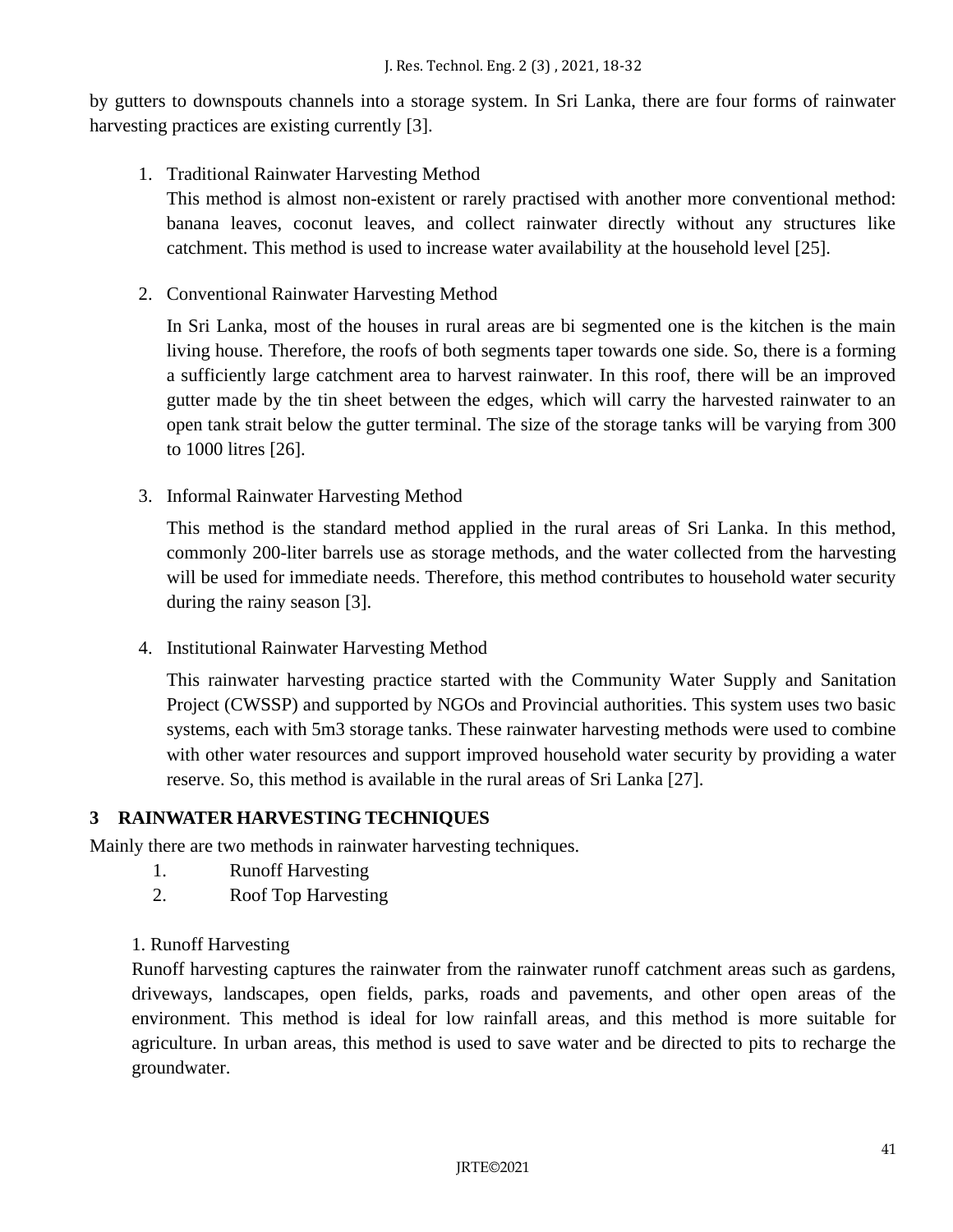by gutters to downspouts channels into a storage system. In Sri Lanka, there are four forms of rainwater harvesting practices are existing currently [3].

1. Traditional Rainwater Harvesting Method

   This method is almost non-existent or rarely practised with another more conventional method: banana leaves, coconut leaves, and collect rainwater directly without any structures like catchment. This method is used to increase water availability at the household level [25].

2. Conventional Rainwater Harvesting Method

   In Sri Lanka, most of the houses in rural areas are bi segmented one is the kitchen is the main living house. Therefore, the roofs of both segments taper towards one side. So, there is a forming a sufficiently large catchment area to harvest rainwater. In this roof, there will be an improved gutter made by the tin sheet between the edges, which will carry the harvested rainwater to an open tank strait below the gutter terminal. The size of the storage tanks will be varying from 300 to 1000 litres [26].

3. Informal Rainwater Harvesting Method

   This method is the standard method applied in the rural areas of Sri Lanka. In this method, commonly 200-liter barrels use as storage methods, and the water collected from the harvesting will be used for immediate needs. Therefore, this method contributes to household water security during the rainy season [3].

4. Institutional Rainwater Harvesting Method

   This rainwater harvesting practice started with the Community Water Supply and Sanitation Project (CWSSP) and supported by NGOs and Provincial authorities. This system uses two basic systems, each with 5m3 storage tanks. These rainwater harvesting methods were used to combine with other water resources and support improved household water security by providing a water reserve. So, this method is available in the rural areas of Sri Lanka [27].

## 3 RAINWATER HARVESTING TECHNIQUES

Mainly there are two methods in rainwater harvesting techniques.

1. Runoff Harvesting
2. Roof Top Harvesting

1. Runoff Harvesting

Runoff harvesting captures the rainwater from the rainwater runoff catchment areas such as gardens, driveways, landscapes, open fields, parks, roads and pavements, and other open areas of the environment. This method is ideal for low rainfall areas, and this method is more suitable for agriculture. In urban areas, this method is used to save water and be directed to pits to recharge the groundwater.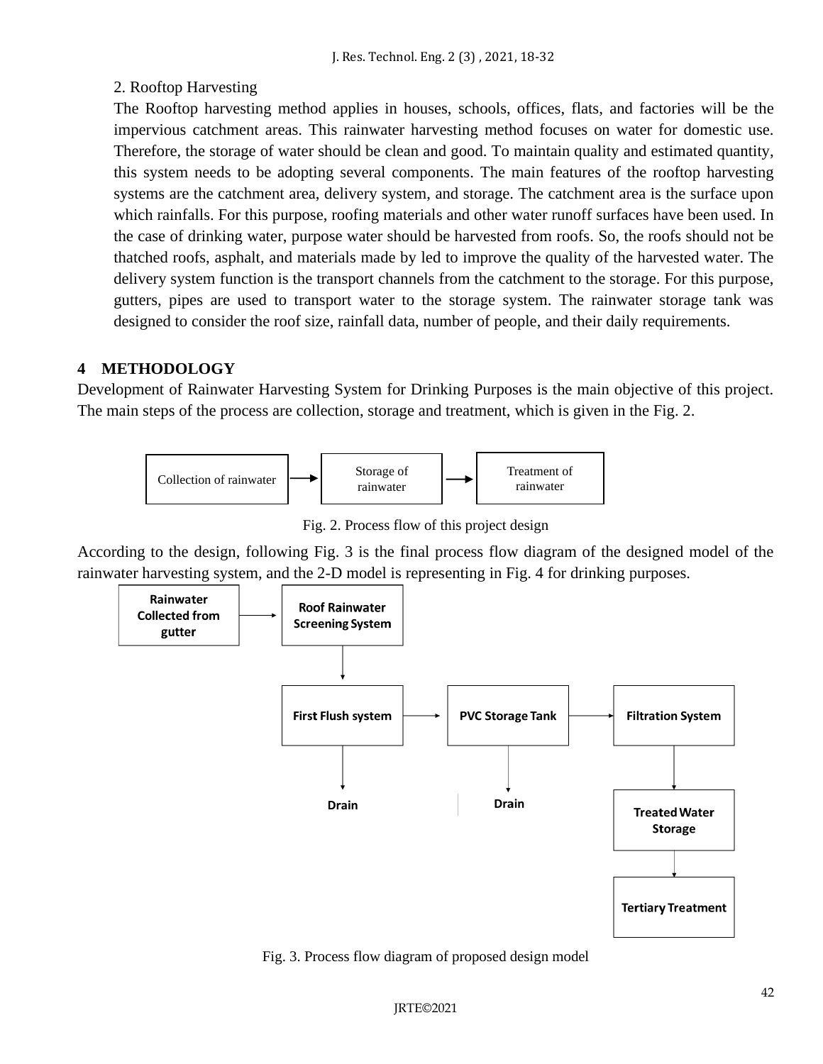2. Rooftop Harvesting

The Rooftop harvesting method applies in houses, schools, offices, flats, and factories will be the impervious catchment areas. This rainwater harvesting method focuses on water for domestic use. Therefore, the storage of water should be clean and good. To maintain quality and estimated quantity, this system needs to be adopting several components. The main features of the rooftop harvesting systems are the catchment area, delivery system, and storage. The catchment area is the surface upon which rainfalls. For this purpose, roofing materials and other water runoff surfaces have been used. In the case of drinking water, purpose water should be harvested from roofs. So, the roofs should not be thatched roofs, asphalt, and materials made by led to improve the quality of the harvested water. The delivery system function is the transport channels from the catchment to the storage. For this purpose, gutters, pipes are used to transport water to the storage system. The rainwater storage tank was designed to consider the roof size, rainfall data, number of people, and their daily requirements.

## 4 METHODOLOGY

Development of Rainwater Harvesting System for Drinking Purposes is the main objective of this project. The main steps of the process are collection, storage and treatment, which is given in the Fig. 2.

Collection of rainwater → Storage of rainwater → Treatment of rainwater

Fig. 2. Process flow of this project design

According to the design, following Fig. 3 is the final process flow diagram of the designed model of the rainwater harvesting system, and the 2-D model is representing in Fig. 4 for drinking purposes.

**Rainwater Collected from gutter** → **Roof Rainwater Screening System** → **First Flush system** → **PVC Storage Tank** → **Filtration System** → **Treated Water Storage** → **Tertiary Treatment**

**First Flush system** → **Drain**

**PVC Storage Tank** → **Drain**

Fig. 3. Process flow diagram of proposed design model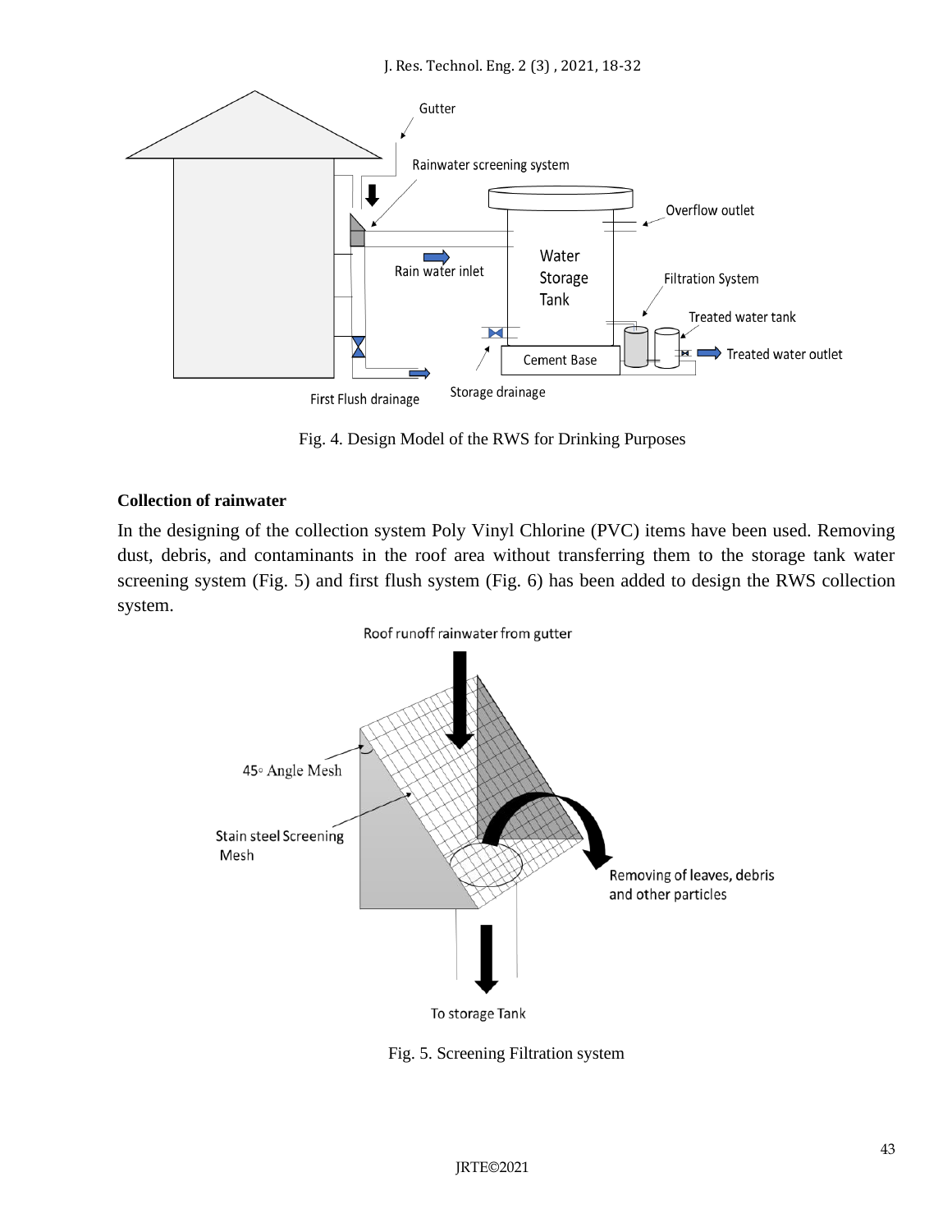Fig. 4. Design Model of the RWS for Drinking Purposes

**Collection of rainwater**

In the designing of the collection system Poly Vinyl Chlorine (PVC) items have been used. Removing dust, debris, and contaminants in the roof area without transferring them to the storage tank water screening system (Fig. 5) and first flush system (Fig. 6) has been added to design the RWS collection system.

Fig. 5. Screening Filtration system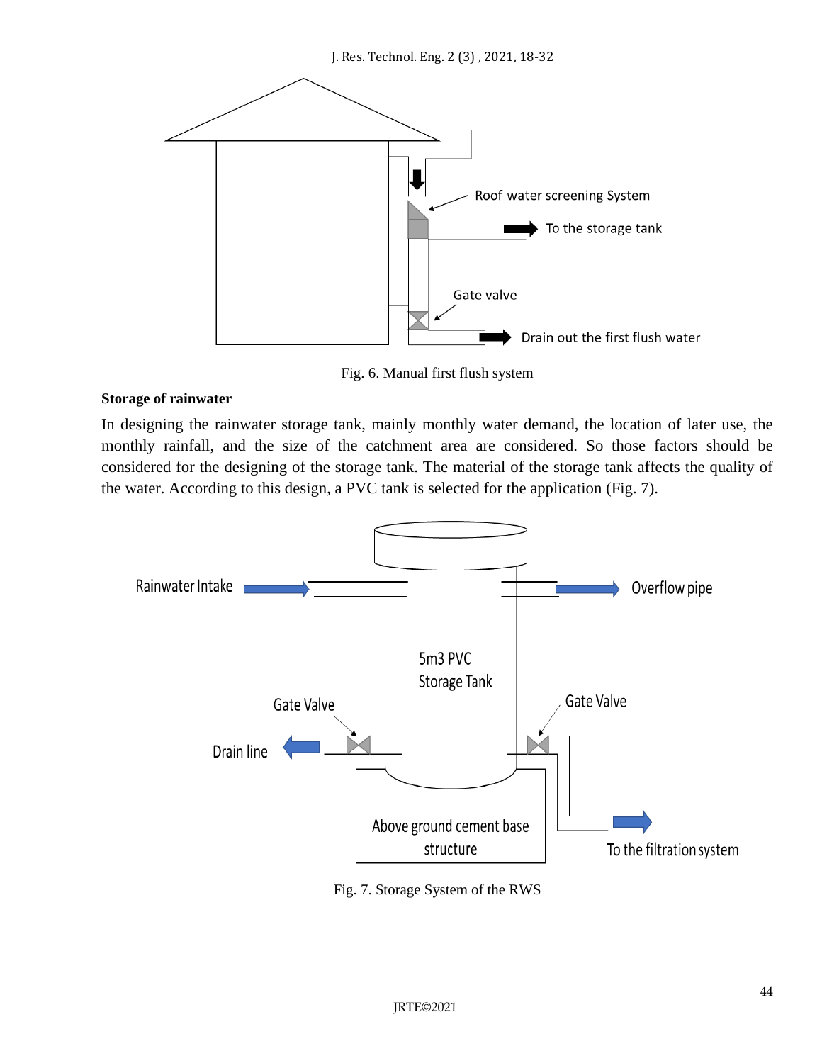Fig. 6. Manual first flush system

**Storage of rainwater**

In designing the rainwater storage tank, mainly monthly water demand, the location of later use, the monthly rainfall, and the size of the catchment area are considered. So those factors should be considered for the designing of the storage tank. The material of the storage tank affects the quality of the water. According to this design, a PVC tank is selected for the application (Fig. 7).

Fig. 7. Storage System of the RWS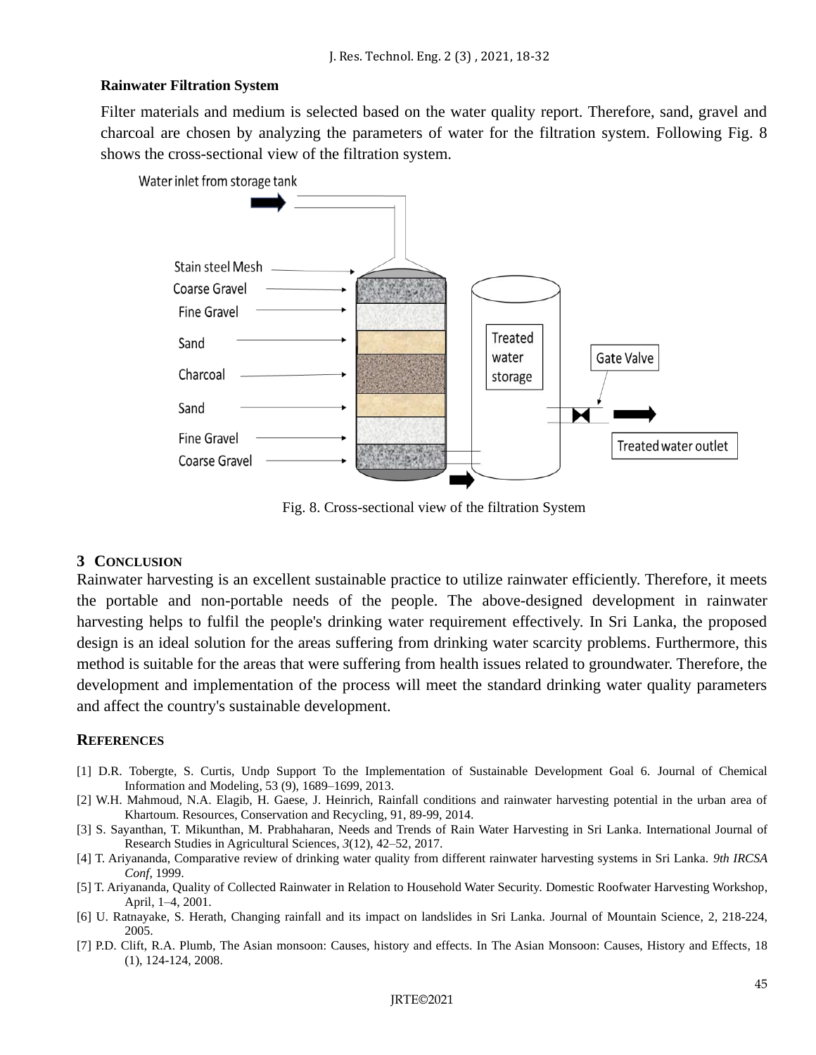**Rainwater Filtration System**

Filter materials and medium is selected based on the water quality report. Therefore, sand, gravel and charcoal are chosen by analyzing the parameters of water for the filtration system. Following Fig. 8 shows the cross-sectional view of the filtration system.

Fig. 8. Cross-sectional view of the filtration System

## 3 CONCLUSION

Rainwater harvesting is an excellent sustainable practice to utilize rainwater efficiently. Therefore, it meets the portable and non-portable needs of the people. The above-designed development in rainwater harvesting helps to fulfil the people's drinking water requirement effectively. In Sri Lanka, the proposed design is an ideal solution for the areas suffering from drinking water scarcity problems. Furthermore, this method is suitable for the areas that were suffering from health issues related to groundwater. Therefore, the development and implementation of the process will meet the standard drinking water quality parameters and affect the country's sustainable development.

## REFERENCES

[1] D.R. Tobergte, S. Curtis, Undp Support To the Implementation of Sustainable Development Goal 6. Journal of Chemical Information and Modeling, 53 (9), 1689–1699, 2013.

[2] W.H. Mahmoud, N.A. Elagib, H. Gaese, J. Heinrich, Rainfall conditions and rainwater harvesting potential in the urban area of Khartoum. Resources, Conservation and Recycling, 91, 89-99, 2014.

[3] S. Sayanthan, T. Mikunthan, M. Prabhaharan, Needs and Trends of Rain Water Harvesting in Sri Lanka. International Journal of Research Studies in Agricultural Sciences, *3*(12), 42–52, 2017.

[4] T. Ariyananda, Comparative review of drinking water quality from different rainwater harvesting systems in Sri Lanka. *9th IRCSA Conf*, 1999.

[5] T. Ariyananda, Quality of Collected Rainwater in Relation to Household Water Security. Domestic Roofwater Harvesting Workshop, April, 1–4, 2001.

[6] U. Ratnayake, S. Herath, Changing rainfall and its impact on landslides in Sri Lanka. Journal of Mountain Science, 2, 218-224, 2005.

[7] P.D. Clift, R.A. Plumb, The Asian monsoon: Causes, history and effects. In The Asian Monsoon: Causes, History and Effects, 18 (1), 124-124, 2008.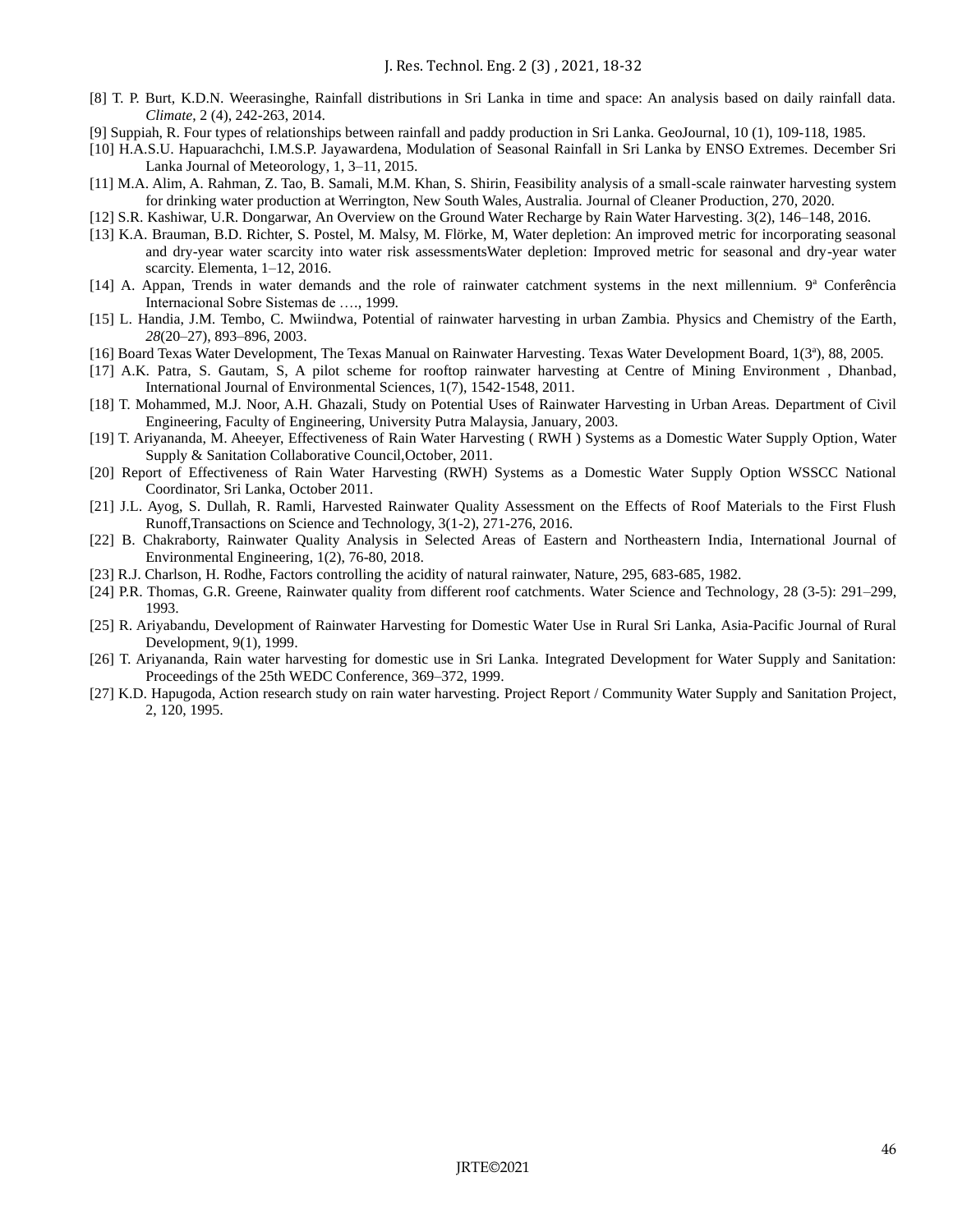[8] T. P. Burt, K.D.N. Weerasinghe, Rainfall distributions in Sri Lanka in time and space: An analysis based on daily rainfall data. *Climate*, 2 (4), 242-263, 2014.

[9] Suppiah, R. Four types of relationships between rainfall and paddy production in Sri Lanka. GeoJournal, 10 (1), 109-118, 1985.

[10] H.A.S.U. Hapuarachchi, I.M.S.P. Jayawardena, Modulation of Seasonal Rainfall in Sri Lanka by ENSO Extremes. December Sri Lanka Journal of Meteorology, 1, 3–11, 2015.

[11] M.A. Alim, A. Rahman, Z. Tao, B. Samali, M.M. Khan, S. Shirin, Feasibility analysis of a small-scale rainwater harvesting system for drinking water production at Werrington, New South Wales, Australia. Journal of Cleaner Production, 270, 2020.

[12] S.R. Kashiwar, U.R. Dongarwar, An Overview on the Ground Water Recharge by Rain Water Harvesting. 3(2), 146–148, 2016.

[13] K.A. Brauman, B.D. Richter, S. Postel, M. Malsy, M. Flörke, M, Water depletion: An improved metric for incorporating seasonal and dry-year water scarcity into water risk assessmentsWater depletion: Improved metric for seasonal and dry-year water scarcity. Elementa, 1–12, 2016.

[14] A. Appan, Trends in water demands and the role of rainwater catchment systems in the next millennium. 9ª Conferência Internacional Sobre Sistemas de …., 1999.

[15] L. Handia, J.M. Tembo, C. Mwiindwa, Potential of rainwater harvesting in urban Zambia. Physics and Chemistry of the Earth, *28*(20–27), 893–896, 2003.

[16] Board Texas Water Development, The Texas Manual on Rainwater Harvesting. Texas Water Development Board, 1(3ª), 88, 2005.

[17] A.K. Patra, S. Gautam, S, A pilot scheme for rooftop rainwater harvesting at Centre of Mining Environment , Dhanbad, International Journal of Environmental Sciences, 1(7), 1542-1548, 2011.

[18] T. Mohammed, M.J. Noor, A.H. Ghazali, Study on Potential Uses of Rainwater Harvesting in Urban Areas. Department of Civil Engineering, Faculty of Engineering, University Putra Malaysia, January, 2003.

[19] T. Ariyananda, M. Aheeyer, Effectiveness of Rain Water Harvesting ( RWH ) Systems as a Domestic Water Supply Option, Water Supply & Sanitation Collaborative Council,October, 2011.

[20] Report of Effectiveness of Rain Water Harvesting (RWH) Systems as a Domestic Water Supply Option WSSCC National Coordinator, Sri Lanka, October 2011.

[21] J.L. Ayog, S. Dullah, R. Ramli, Harvested Rainwater Quality Assessment on the Effects of Roof Materials to the First Flush Runoff,Transactions on Science and Technology, 3(1-2), 271-276, 2016.

[22] B. Chakraborty, Rainwater Quality Analysis in Selected Areas of Eastern and Northeastern India, International Journal of Environmental Engineering, 1(2), 76-80, 2018.

[23] R.J. Charlson, H. Rodhe, Factors controlling the acidity of natural rainwater, Nature, 295, 683-685, 1982.

[24] P.R. Thomas, G.R. Greene, Rainwater quality from different roof catchments. Water Science and Technology, 28 (3-5): 291–299, 1993.

[25] R. Ariyabandu, Development of Rainwater Harvesting for Domestic Water Use in Rural Sri Lanka, Asia-Pacific Journal of Rural Development, 9(1), 1999.

[26] T. Ariyananda, Rain water harvesting for domestic use in Sri Lanka. Integrated Development for Water Supply and Sanitation: Proceedings of the 25th WEDC Conference, 369–372, 1999.

[27] K.D. Hapugoda, Action research study on rain water harvesting. Project Report / Community Water Supply and Sanitation Project, 2, 120, 1995.